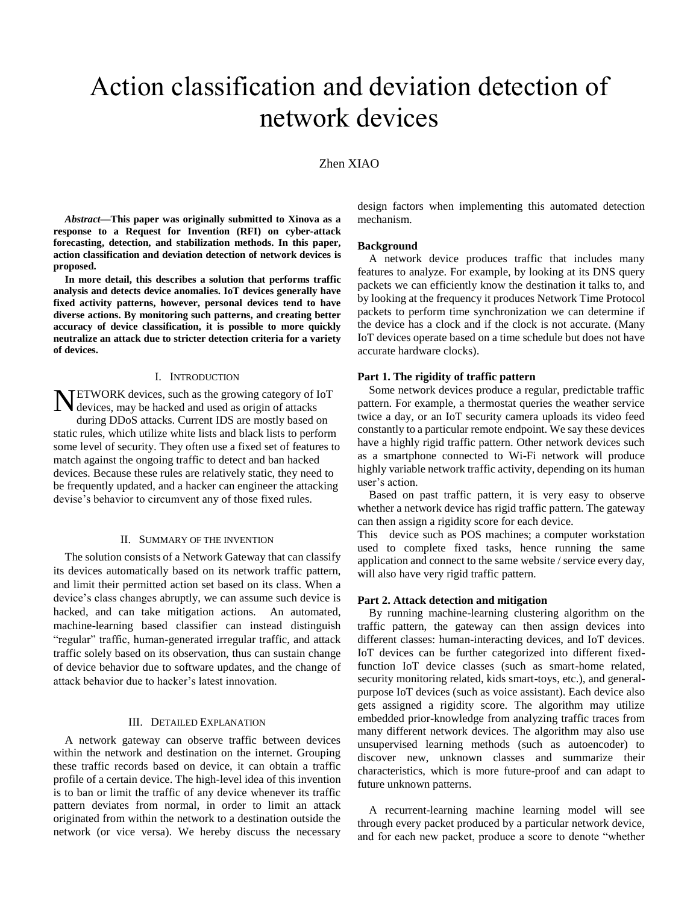# Action classification and deviation detection of network devices

Zhen XIAO

***Abstract*—This paper was originally submitted to Xinova as a response to a Request for Invention (RFI) on cyber-attack forecasting, detection, and stabilization methods. In this paper, action classification and deviation detection of network devices is proposed.**

**In more detail, this describes a solution that performs traffic analysis and detects device anomalies. IoT devices generally have fixed activity patterns, however, personal devices tend to have diverse actions. By monitoring such patterns, and creating better accuracy of device classification, it is possible to more quickly neutralize an attack due to stricter detection criteria for a variety of devices.**

## I. Introduction

NETWORK devices, such as the growing category of IoT devices, may be hacked and used as origin of attacks during DDoS attacks. Current IDS are mostly based on static rules, which utilize white lists and black lists to perform some level of security. They often use a fixed set of features to match against the ongoing traffic to detect and ban hacked devices. Because these rules are relatively static, they need to be frequently updated, and a hacker can engineer the attacking devise's behavior to circumvent any of those fixed rules.

## II. Summary of the Invention

The solution consists of a Network Gateway that can classify its devices automatically based on its network traffic pattern, and limit their permitted action set based on its class. When a device's class changes abruptly, we can assume such device is hacked, and can take mitigation actions. An automated, machine-learning based classifier can instead distinguish "regular" traffic, human-generated irregular traffic, and attack traffic solely based on its observation, thus can sustain change of device behavior due to software updates, and the change of attack behavior due to hacker's latest innovation.

## III. Detailed Explanation

A network gateway can observe traffic between devices within the network and destination on the internet. Grouping these traffic records based on device, it can obtain a traffic profile of a certain device. The high-level idea of this invention is to ban or limit the traffic of any device whenever its traffic pattern deviates from normal, in order to limit an attack originated from within the network to a destination outside the network (or vice versa). We hereby discuss the necessary design factors when implementing this automated detection mechanism.

**Background**

A network device produces traffic that includes many features to analyze. For example, by looking at its DNS query packets we can efficiently know the destination it talks to, and by looking at the frequency it produces Network Time Protocol packets to perform time synchronization we can determine if the device has a clock and if the clock is not accurate. (Many IoT devices operate based on a time schedule but does not have accurate hardware clocks).

**Part 1. The rigidity of traffic pattern**

Some network devices produce a regular, predictable traffic pattern. For example, a thermostat queries the weather service twice a day, or an IoT security camera uploads its video feed constantly to a particular remote endpoint. We say these devices have a highly rigid traffic pattern. Other network devices such as a smartphone connected to Wi-Fi network will produce highly variable network traffic activity, depending on its human user's action.

Based on past traffic pattern, it is very easy to observe whether a network device has rigid traffic pattern. The gateway can then assign a rigidity score for each device.

This device such as POS machines; a computer workstation used to complete fixed tasks, hence running the same application and connect to the same website / service every day, will also have very rigid traffic pattern.

**Part 2. Attack detection and mitigation**

By running machine-learning clustering algorithm on the traffic pattern, the gateway can then assign devices into different classes: human-interacting devices, and IoT devices. IoT devices can be further categorized into different fixed-function IoT device classes (such as smart-home related, security monitoring related, kids smart-toys, etc.), and general-purpose IoT devices (such as voice assistant). Each device also gets assigned a rigidity score. The algorithm may utilize embedded prior-knowledge from analyzing traffic traces from many different network devices. The algorithm may also use unsupervised learning methods (such as autoencoder) to discover new, unknown classes and summarize their characteristics, which is more future-proof and can adapt to future unknown patterns.

A recurrent-learning machine learning model will see through every packet produced by a particular network device, and for each new packet, produce a score to denote "whether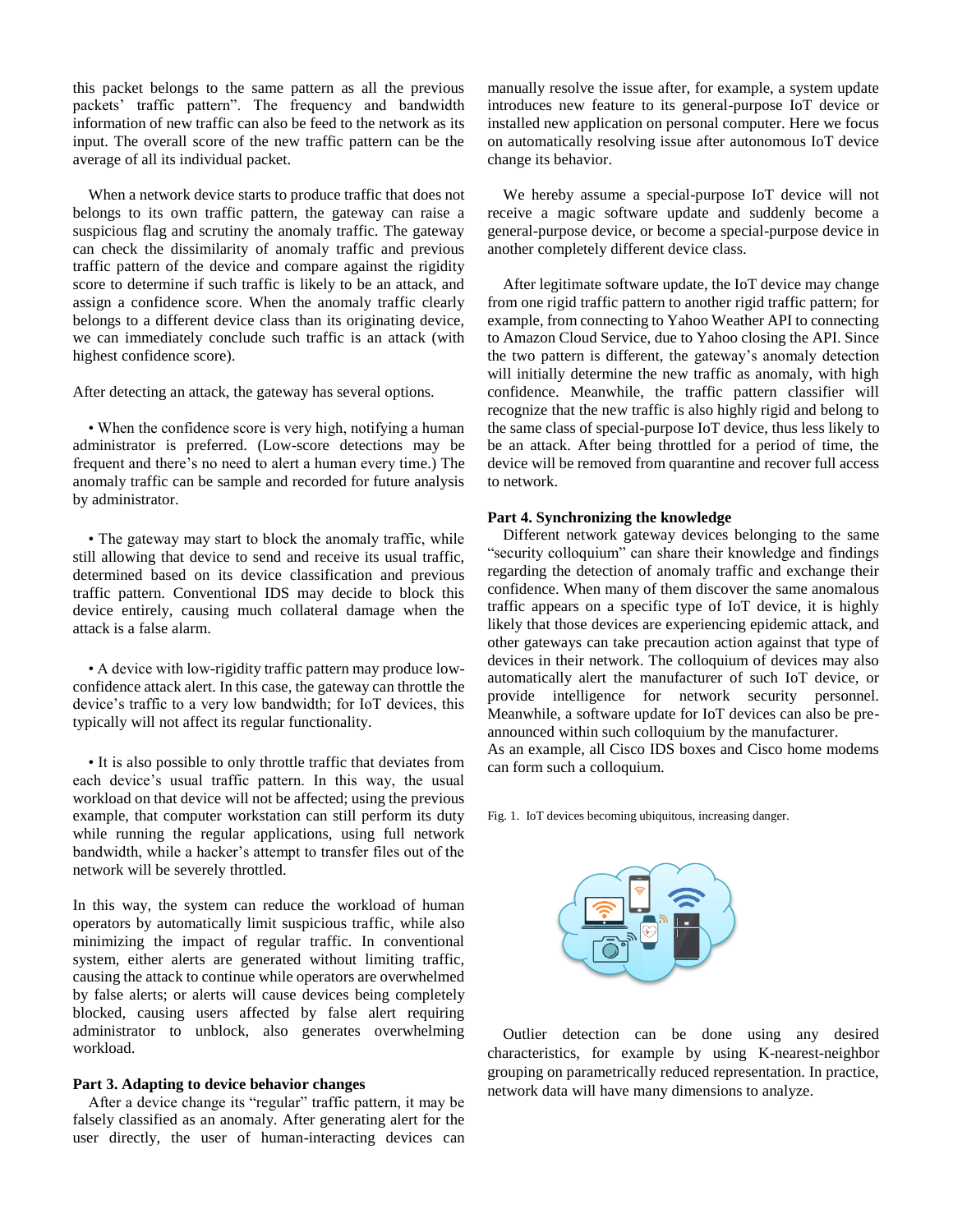this packet belongs to the same pattern as all the previous packets' traffic pattern". The frequency and bandwidth information of new traffic can also be feed to the network as its input. The overall score of the new traffic pattern can be the average of all its individual packet.

When a network device starts to produce traffic that does not belongs to its own traffic pattern, the gateway can raise a suspicious flag and scrutiny the anomaly traffic. The gateway can check the dissimilarity of anomaly traffic and previous traffic pattern of the device and compare against the rigidity score to determine if such traffic is likely to be an attack, and assign a confidence score. When the anomaly traffic clearly belongs to a different device class than its originating device, we can immediately conclude such traffic is an attack (with highest confidence score).

After detecting an attack, the gateway has several options.

- When the confidence score is very high, notifying a human administrator is preferred. (Low-score detections may be frequent and there's no need to alert a human every time.) The anomaly traffic can be sample and recorded for future analysis by administrator.

- The gateway may start to block the anomaly traffic, while still allowing that device to send and receive its usual traffic, determined based on its device classification and previous traffic pattern. Conventional IDS may decide to block this device entirely, causing much collateral damage when the attack is a false alarm.

- A device with low-rigidity traffic pattern may produce low-confidence attack alert. In this case, the gateway can throttle the device's traffic to a very low bandwidth; for IoT devices, this typically will not affect its regular functionality.

- It is also possible to only throttle traffic that deviates from each device's usual traffic pattern. In this way, the usual workload on that device will not be affected; using the previous example, that computer workstation can still perform its duty while running the regular applications, using full network bandwidth, while a hacker's attempt to transfer files out of the network will be severely throttled.

In this way, the system can reduce the workload of human operators by automatically limit suspicious traffic, while also minimizing the impact of regular traffic. In conventional system, either alerts are generated without limiting traffic, causing the attack to continue while operators are overwhelmed by false alerts; or alerts will cause devices being completely blocked, causing users affected by false alert requiring administrator to unblock, also generates overwhelming workload.

**Part 3. Adapting to device behavior changes**

After a device change its "regular" traffic pattern, it may be falsely classified as an anomaly. After generating alert for the user directly, the user of human-interacting devices can manually resolve the issue after, for example, a system update introduces new feature to its general-purpose IoT device or installed new application on personal computer. Here we focus on automatically resolving issue after autonomous IoT device change its behavior.

We hereby assume a special-purpose IoT device will not receive a magic software update and suddenly become a general-purpose device, or become a special-purpose device in another completely different device class.

After legitimate software update, the IoT device may change from one rigid traffic pattern to another rigid traffic pattern; for example, from connecting to Yahoo Weather API to connecting to Amazon Cloud Service, due to Yahoo closing the API. Since the two pattern is different, the gateway's anomaly detection will initially determine the new traffic as anomaly, with high confidence. Meanwhile, the traffic pattern classifier will recognize that the new traffic is also highly rigid and belong to the same class of special-purpose IoT device, thus less likely to be an attack. After being throttled for a period of time, the device will be removed from quarantine and recover full access to network.

**Part 4. Synchronizing the knowledge**

Different network gateway devices belonging to the same "security colloquium" can share their knowledge and findings regarding the detection of anomaly traffic and exchange their confidence. When many of them discover the same anomalous traffic appears on a specific type of IoT device, it is highly likely that those devices are experiencing epidemic attack, and other gateways can take precaution action against that type of devices in their network. The colloquium of devices may also automatically alert the manufacturer of such IoT device, or provide intelligence for network security personnel. Meanwhile, a software update for IoT devices can also be pre-announced within such colloquium by the manufacturer.
As an example, all Cisco IDS boxes and Cisco home modems can form such a colloquium.

Fig. 1. IoT devices becoming ubiquitous, increasing danger.

Outlier detection can be done using any desired characteristics, for example by using K-nearest-neighbor grouping on parametrically reduced representation. In practice, network data will have many dimensions to analyze.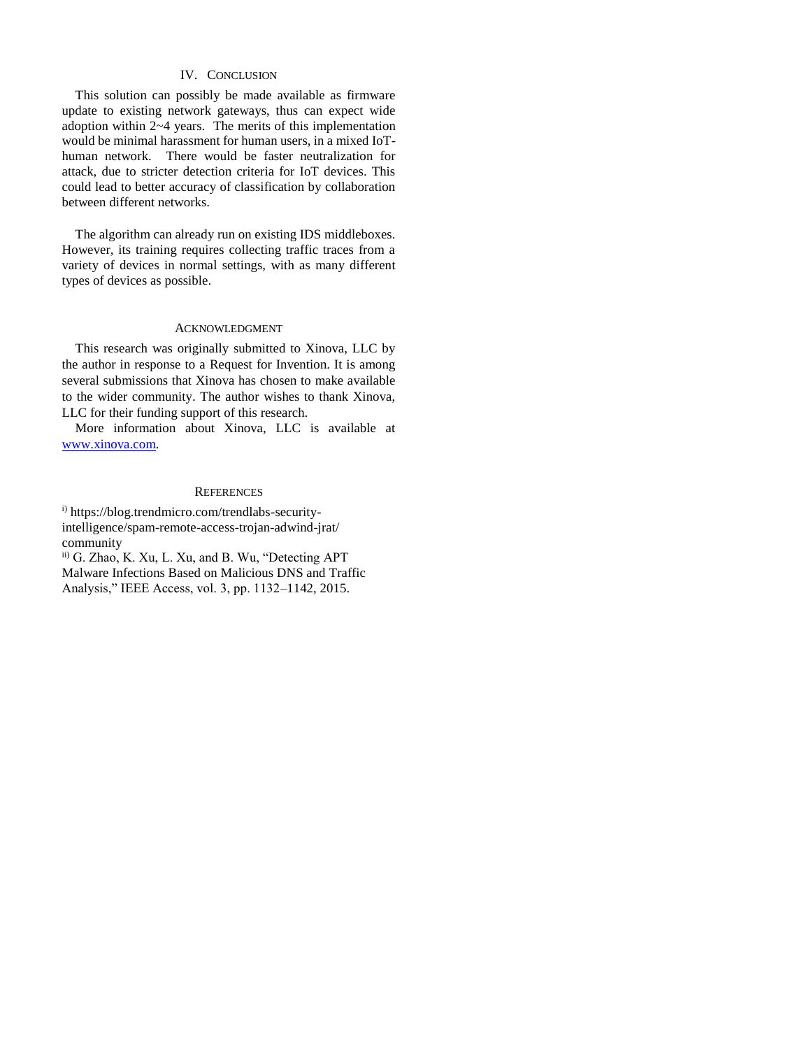## IV. Conclusion

This solution can possibly be made available as firmware update to existing network gateways, thus can expect wide adoption within 2~4 years. The merits of this implementation would be minimal harassment for human users, in a mixed IoT-human network. There would be faster neutralization for attack, due to stricter detection criteria for IoT devices. This could lead to better accuracy of classification by collaboration between different networks.

The algorithm can already run on existing IDS middleboxes. However, its training requires collecting traffic traces from a variety of devices in normal settings, with as many different types of devices as possible.

## Acknowledgment

This research was originally submitted to Xinova, LLC by the author in response to a Request for Invention. It is among several submissions that Xinova has chosen to make available to the wider community. The author wishes to thank Xinova, LLC for their funding support of this research.

More information about Xinova, LLC is available at [www.xinova.com](http://www.xinova.com).

## References

[i] https://blog.trendmicro.com/trendlabs-security-intelligence/spam-remote-access-trojan-adwind-jrat/community

[ii] G. Zhao, K. Xu, L. Xu, and B. Wu, "Detecting APT Malware Infections Based on Malicious DNS and Traffic Analysis," IEEE Access, vol. 3, pp. 1132–1142, 2015.